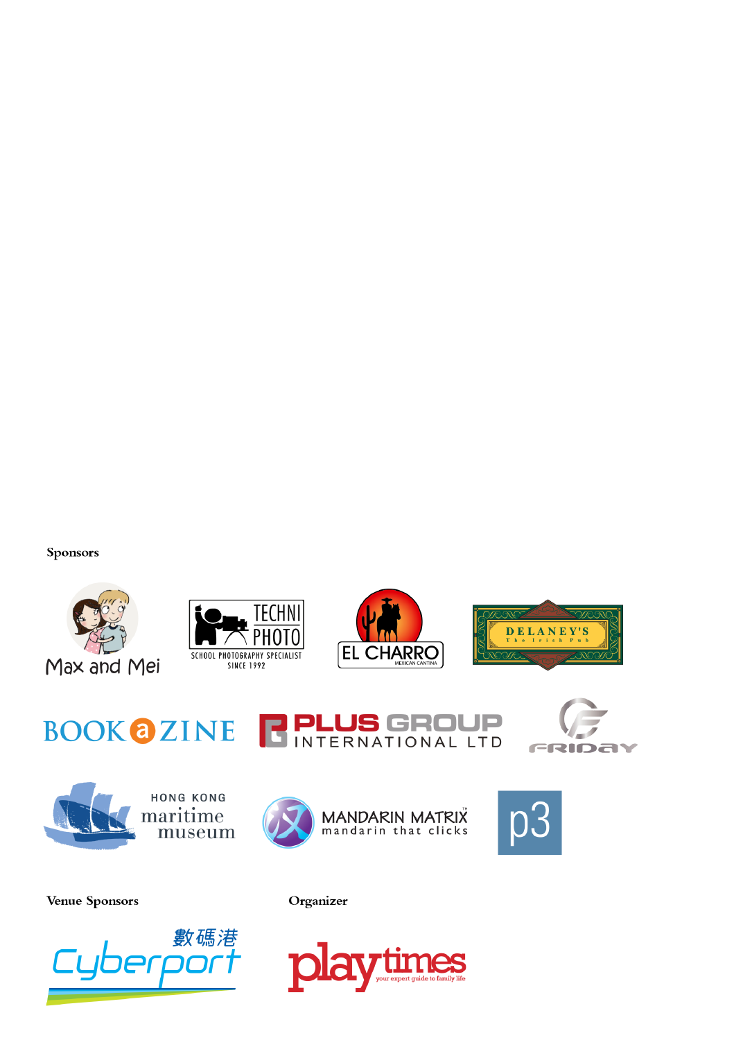Sponsors

Max and Mei

TECHNI PHOTO
SCHOOL PHOTOGRAPHY SPECIALIST
SINCE 1992

EL CHARRO
MEXICAN CANTINA

DELANEY'S
The Irish Pub

BOOK a ZINE

PLUS GROUP
INTERNATIONAL LTD

FRIDAY

HONG KONG
maritime
museum

MANDARIN MATRIX™
mandarin that clicks

p3

Venue Sponsors

數碼港
Cyberport

Organizer

playtimes
your expert guide to family life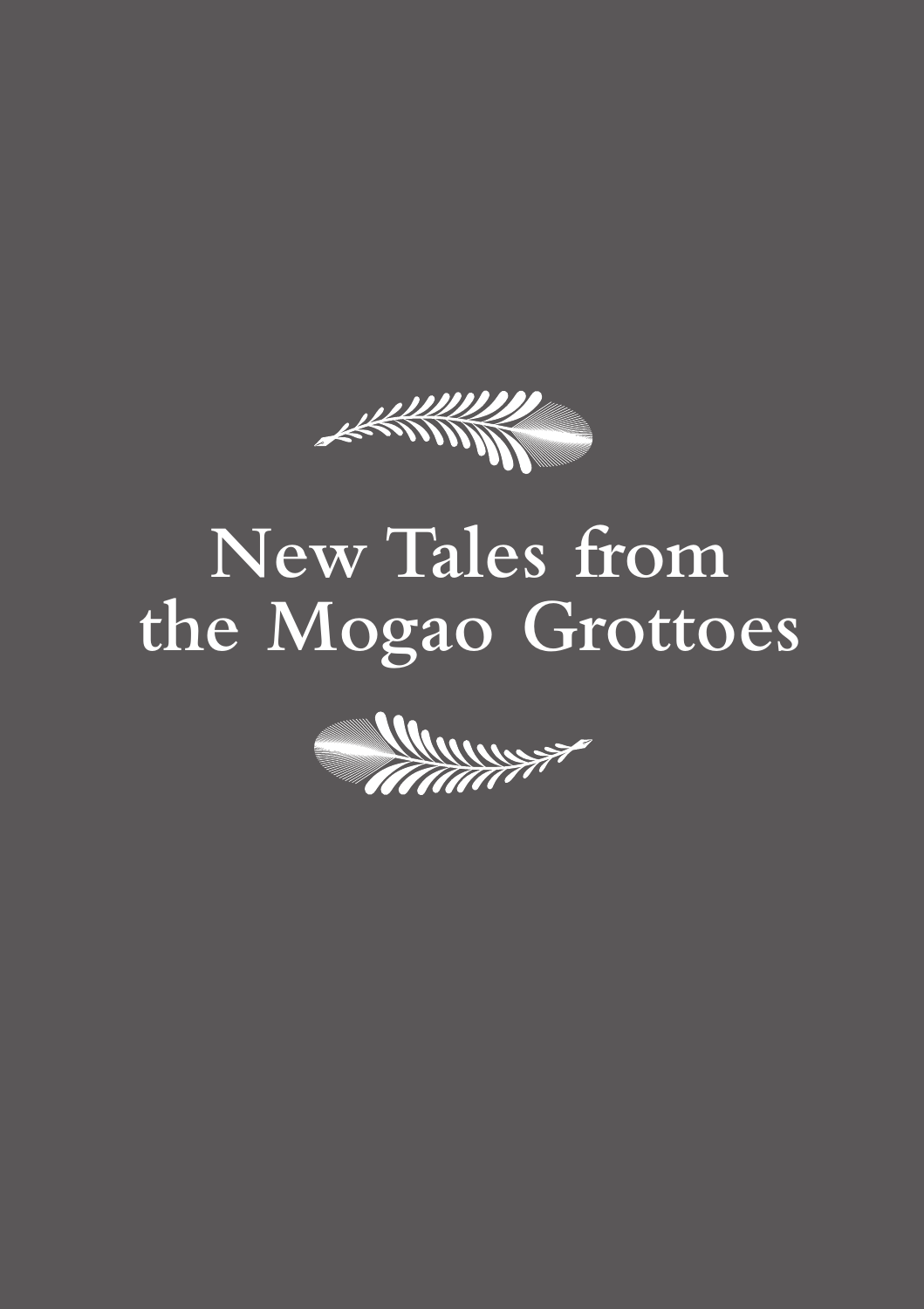# New Tales from the Mogao Grottoes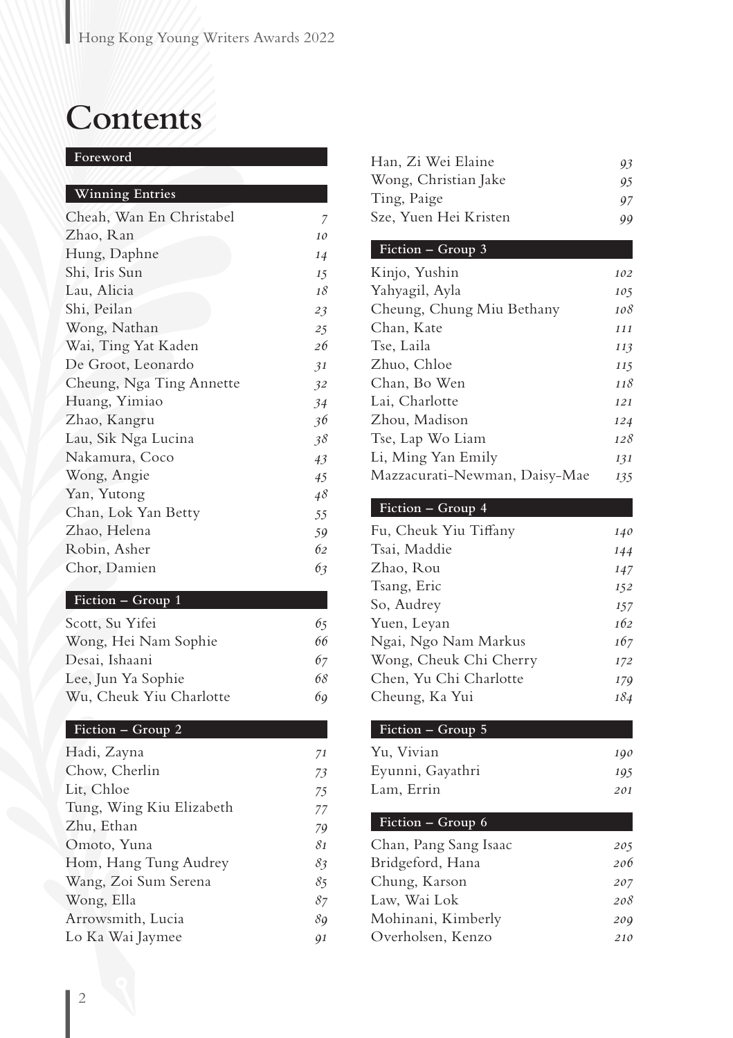# Contents

## Foreword

## Winning Entries

| | |
|---|---|
| Cheah, Wan En Christabel | 7 |
| Zhao, Ran | 10 |
| Hung, Daphne | 14 |
| Shi, Iris Sun | 15 |
| Lau, Alicia | 18 |
| Shi, Peilan | 23 |
| Wong, Nathan | 25 |
| Wai, Ting Yat Kaden | 26 |
| De Groot, Leonardo | 31 |
| Cheung, Nga Ting Annette | 32 |
| Huang, Yimiao | 34 |
| Zhao, Kangru | 36 |
| Lau, Sik Nga Lucina | 38 |
| Nakamura, Coco | 43 |
| Wong, Angie | 45 |
| Yan, Yutong | 48 |
| Chan, Lok Yan Betty | 55 |
| Zhao, Helena | 59 |
| Robin, Asher | 62 |
| Chor, Damien | 63 |

## Fiction – Group 1

| | |
|---|---|
| Scott, Su Yifei | 65 |
| Wong, Hei Nam Sophie | 66 |
| Desai, Ishaani | 67 |
| Lee, Jun Ya Sophie | 68 |
| Wu, Cheuk Yiu Charlotte | 69 |

## Fiction – Group 2

| | |
|---|---|
| Hadi, Zayna | 71 |
| Chow, Cherlin | 73 |
| Lit, Chloe | 75 |
| Tung, Wing Kiu Elizabeth | 77 |
| Zhu, Ethan | 79 |
| Omoto, Yuna | 81 |
| Hom, Hang Tung Audrey | 83 |
| Wang, Zoi Sum Serena | 85 |
| Wong, Ella | 87 |
| Arrowsmith, Lucia | 89 |
| Lo Ka Wai Jaymee | 91 |
| Han, Zi Wei Elaine | 93 |
| Wong, Christian Jake | 95 |
| Ting, Paige | 97 |
| Sze, Yuen Hei Kristen | 99 |

## Fiction – Group 3

| | |
|---|---|
| Kinjo, Yushin | 102 |
| Yahyagil, Ayla | 105 |
| Cheung, Chung Miu Bethany | 108 |
| Chan, Kate | 111 |
| Tse, Laila | 113 |
| Zhuo, Chloe | 115 |
| Chan, Bo Wen | 118 |
| Lai, Charlotte | 121 |
| Zhou, Madison | 124 |
| Tse, Lap Wo Liam | 128 |
| Li, Ming Yan Emily | 131 |
| Mazzacurati-Newman, Daisy-Mae | 135 |

## Fiction – Group 4

| | |
|---|---|
| Fu, Cheuk Yiu Tiffany | 140 |
| Tsai, Maddie | 144 |
| Zhao, Rou | 147 |
| Tsang, Eric | 152 |
| So, Audrey | 157 |
| Yuen, Leyan | 162 |
| Ngai, Ngo Nam Markus | 167 |
| Wong, Cheuk Chi Cherry | 172 |
| Chen, Yu Chi Charlotte | 179 |
| Cheung, Ka Yui | 184 |

## Fiction – Group 5

| | |
|---|---|
| Yu, Vivian | 190 |
| Eyunni, Gayathri | 195 |
| Lam, Errin | 201 |

## Fiction – Group 6

| | |
|---|---|
| Chan, Pang Sang Isaac | 205 |
| Bridgeford, Hana | 206 |
| Chung, Karson | 207 |
| Law, Wai Lok | 208 |
| Mohinani, Kimberly | 209 |
| Overholsen, Kenzo | 210 |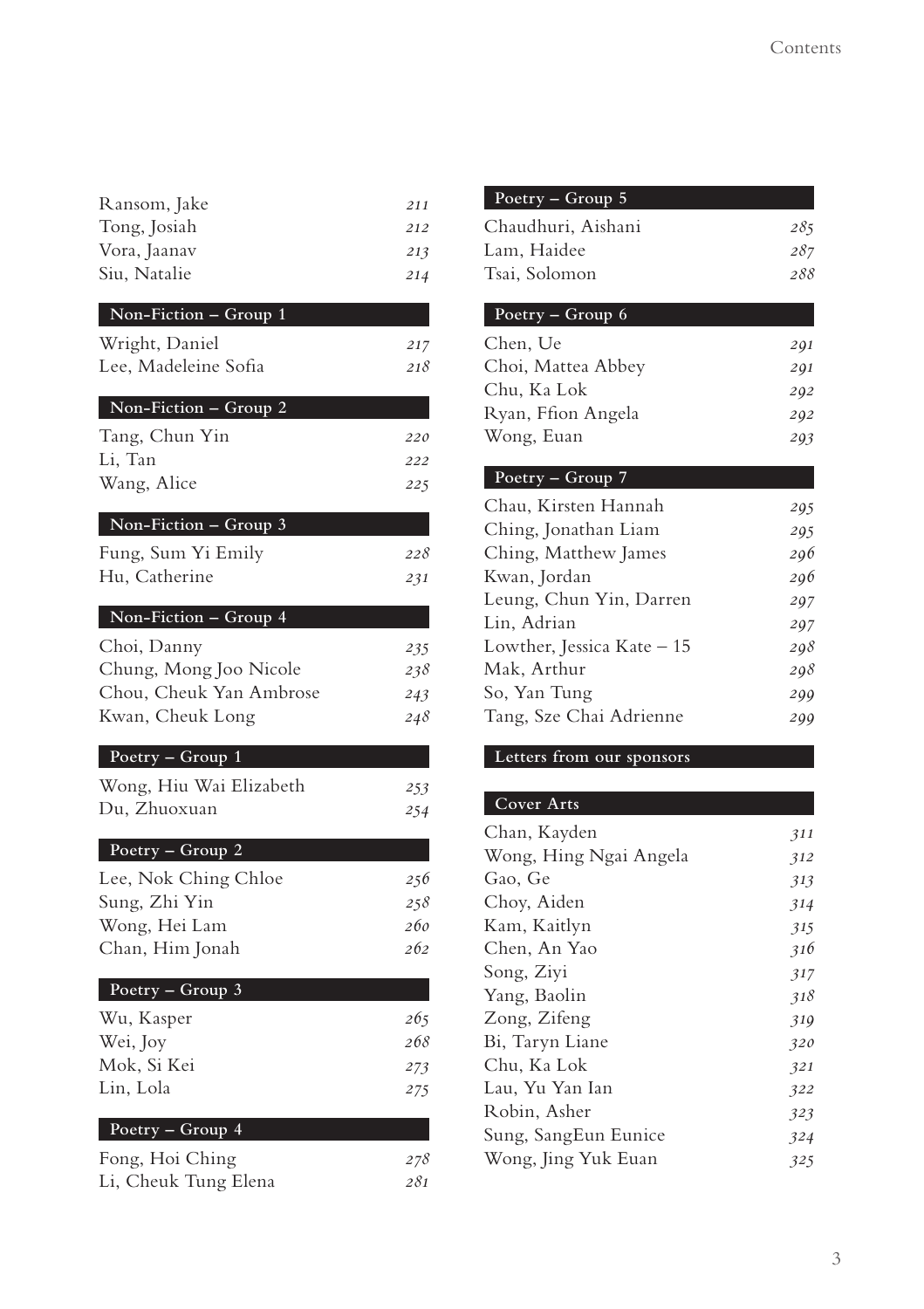| | |
|---|---|
| Ransom, Jake | 211 |
| Tong, Josiah | 212 |
| Vora, Jaanav | 213 |
| Siu, Natalie | 214 |

## Non-Fiction – Group 1

| | |
|---|---|
| Wright, Daniel | 217 |
| Lee, Madeleine Sofia | 218 |

## Non-Fiction – Group 2

| | |
|---|---|
| Tang, Chun Yin | 220 |
| Li, Tan | 222 |
| Wang, Alice | 225 |

## Non-Fiction – Group 3

| | |
|---|---|
| Fung, Sum Yi Emily | 228 |
| Hu, Catherine | 231 |

## Non-Fiction – Group 4

| | |
|---|---|
| Choi, Danny | 235 |
| Chung, Mong Joo Nicole | 238 |
| Chou, Cheuk Yan Ambrose | 243 |
| Kwan, Cheuk Long | 248 |

## Poetry – Group 1

| | |
|---|---|
| Wong, Hiu Wai Elizabeth | 253 |
| Du, Zhuoxuan | 254 |

## Poetry – Group 2

| | |
|---|---|
| Lee, Nok Ching Chloe | 256 |
| Sung, Zhi Yin | 258 |
| Wong, Hei Lam | 260 |
| Chan, Him Jonah | 262 |

## Poetry – Group 3

| | |
|---|---|
| Wu, Kasper | 265 |
| Wei, Joy | 268 |
| Mok, Si Kei | 273 |
| Lin, Lola | 275 |

## Poetry – Group 4

| | |
|---|---|
| Fong, Hoi Ching | 278 |
| Li, Cheuk Tung Elena | 281 |

## Poetry – Group 5

| | |
|---|---|
| Chaudhuri, Aishani | 285 |
| Lam, Haidee | 287 |
| Tsai, Solomon | 288 |

## Poetry – Group 6

| | |
|---|---|
| Chen, Ue | 291 |
| Choi, Mattea Abbey | 291 |
| Chu, Ka Lok | 292 |
| Ryan, Ffion Angela | 292 |
| Wong, Euan | 293 |

## Poetry – Group 7

| | |
|---|---|
| Chau, Kirsten Hannah | 295 |
| Ching, Jonathan Liam | 295 |
| Ching, Matthew James | 296 |
| Kwan, Jordan | 296 |
| Leung, Chun Yin, Darren | 297 |
| Lin, Adrian | 297 |
| Lowther, Jessica Kate – 15 | 298 |
| Mak, Arthur | 298 |
| So, Yan Tung | 299 |
| Tang, Sze Chai Adrienne | 299 |

## Letters from our sponsors

## Cover Arts

| | |
|---|---|
| Chan, Kayden | 311 |
| Wong, Hing Ngai Angela | 312 |
| Gao, Ge | 313 |
| Choy, Aiden | 314 |
| Kam, Kaitlyn | 315 |
| Chen, An Yao | 316 |
| Song, Ziyi | 317 |
| Yang, Baolin | 318 |
| Zong, Zifeng | 319 |
| Bi, Taryn Liane | 320 |
| Chu, Ka Lok | 321 |
| Lau, Yu Yan Ian | 322 |
| Robin, Asher | 323 |
| Sung, SangEun Eunice | 324 |
| Wong, Jing Yuk Euan | 325 |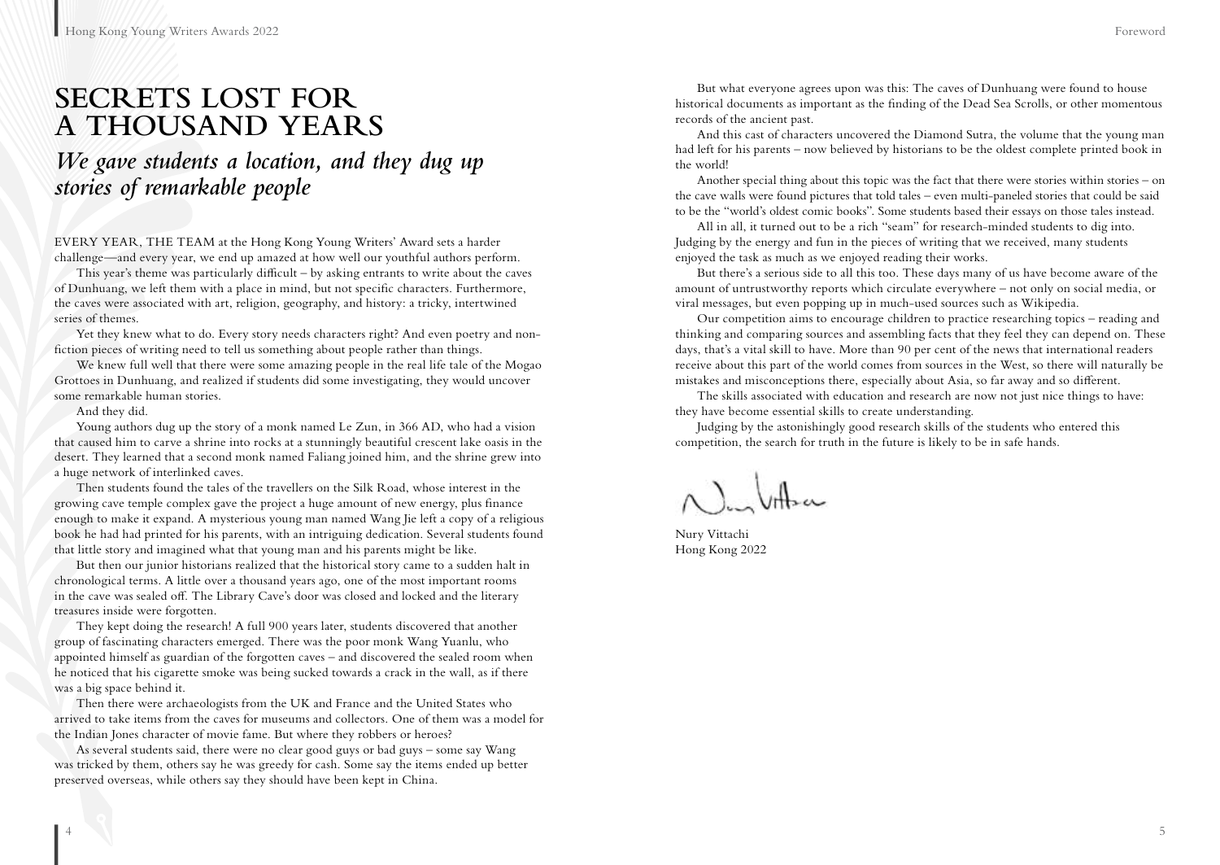# SECRETS LOST FOR A THOUSAND YEARS

## *We gave students a location, and they dug up stories of remarkable people*

EVERY YEAR, THE TEAM at the Hong Kong Young Writers' Award sets a harder challenge—and every year, we end up amazed at how well our youthful authors perform.

This year's theme was particularly difficult – by asking entrants to write about the caves of Dunhuang, we left them with a place in mind, but not specific characters. Furthermore, the caves were associated with art, religion, geography, and history: a tricky, intertwined series of themes.

Yet they knew what to do. Every story needs characters right? And even poetry and non-fiction pieces of writing need to tell us something about people rather than things.

We knew full well that there were some amazing people in the real life tale of the Mogao Grottoes in Dunhuang, and realized if students did some investigating, they would uncover some remarkable human stories.

And they did.

Young authors dug up the story of a monk named Le Zun, in 366 AD, who had a vision that caused him to carve a shrine into rocks at a stunningly beautiful crescent lake oasis in the desert. They learned that a second monk named Faliang joined him, and the shrine grew into a huge network of interlinked caves.

Then students found the tales of the travellers on the Silk Road, whose interest in the growing cave temple complex gave the project a huge amount of new energy, plus finance enough to make it expand. A mysterious young man named Wang Jie left a copy of a religious book he had had printed for his parents, with an intriguing dedication. Several students found that little story and imagined what that young man and his parents might be like.

But then our junior historians realized that the historical story came to a sudden halt in chronological terms. A little over a thousand years ago, one of the most important rooms in the cave was sealed off. The Library Cave's door was closed and locked and the literary treasures inside were forgotten.

They kept doing the research! A full 900 years later, students discovered that another group of fascinating characters emerged. There was the poor monk Wang Yuanlu, who appointed himself as guardian of the forgotten caves – and discovered the sealed room when he noticed that his cigarette smoke was being sucked towards a crack in the wall, as if there was a big space behind it.

Then there were archaeologists from the UK and France and the United States who arrived to take items from the caves for museums and collectors. One of them was a model for the Indian Jones character of movie fame. But where they robbers or heroes?

As several students said, there were no clear good guys or bad guys – some say Wang was tricked by them, others say he was greedy for cash. Some say the items ended up better preserved overseas, while others say they should have been kept in China.

But what everyone agrees upon was this: The caves of Dunhuang were found to house historical documents as important as the finding of the Dead Sea Scrolls, or other momentous records of the ancient past.

And this cast of characters uncovered the Diamond Sutra, the volume that the young man had left for his parents – now believed by historians to be the oldest complete printed book in the world!

Another special thing about this topic was the fact that there were stories within stories – on the cave walls were found pictures that told tales – even multi-paneled stories that could be said to be the "world's oldest comic books". Some students based their essays on those tales instead.

All in all, it turned out to be a rich "seam" for research-minded students to dig into. Judging by the energy and fun in the pieces of writing that we received, many students enjoyed the task as much as we enjoyed reading their works.

But there's a serious side to all this too. These days many of us have become aware of the amount of untrustworthy reports which circulate everywhere – not only on social media, or viral messages, but even popping up in much-used sources such as Wikipedia.

Our competition aims to encourage children to practice researching topics – reading and thinking and comparing sources and assembling facts that they feel they can depend on. These days, that's a vital skill to have. More than 90 per cent of the news that international readers receive about this part of the world comes from sources in the West, so there will naturally be mistakes and misconceptions there, especially about Asia, so far away and so different.

The skills associated with education and research are now not just nice things to have: they have become essential skills to create understanding.

Judging by the astonishingly good research skills of the students who entered this competition, the search for truth in the future is likely to be in safe hands.

Nury Vittachi
Hong Kong 2022